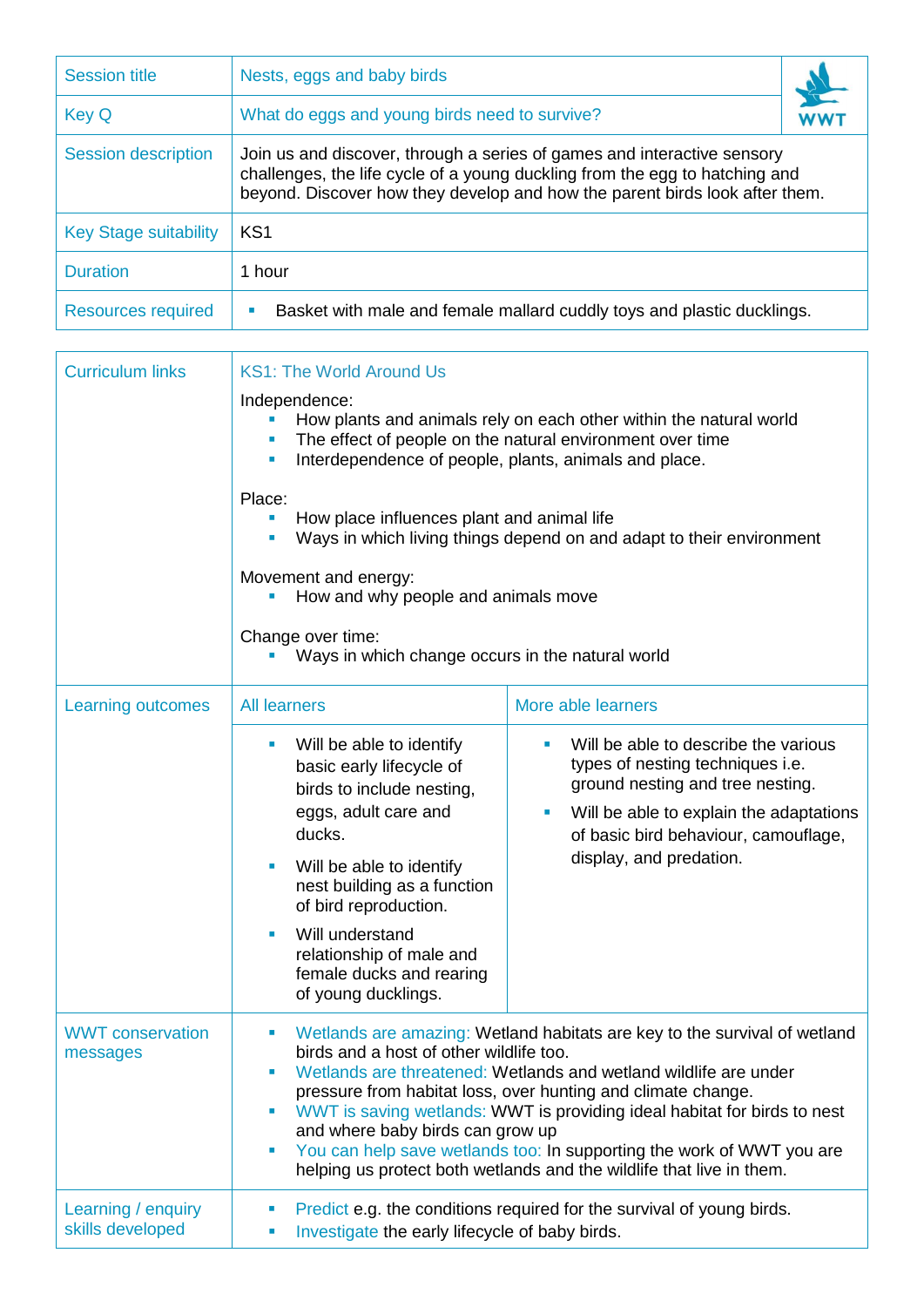| Session title | Nests, eggs and baby birds |
|---|---|
| Key Q | What do eggs and young birds need to survive? |
| Session description | Join us and discover, through a series of games and interactive sensory challenges, the life cycle of a young duckling from the egg to hatching and beyond. Discover how they develop and how the parent birds look after them. |
| Key Stage suitability | KS1 |
| Duration | 1 hour |
| Resources required | ▪ Basket with male and female mallard cuddly toys and plastic ducklings. |

| Curriculum links | KS1: The World Around Us<br><br>Independence:<br>▪ How plants and animals rely on each other within the natural world<br>▪ The effect of people on the natural environment over time<br>▪ Interdependence of people, plants, animals and place.<br><br>Place:<br>▪ How place influences plant and animal life<br>▪ Ways in which living things depend on and adapt to their environment<br><br>Movement and energy:<br>▪ How and why people and animals move<br><br>Change over time:<br>▪ Ways in which change occurs in the natural world | |
|---|---|---|
| Learning outcomes | All learners | More able learners |
| | ▪ Will be able to identify basic early lifecycle of birds to include nesting, eggs, adult care and ducks.<br>▪ Will be able to identify nest building as a function of bird reproduction.<br>▪ Will understand relationship of male and female ducks and rearing of young ducklings. | ▪ Will be able to describe the various types of nesting techniques i.e. ground nesting and tree nesting.<br>▪ Will be able to explain the adaptations of basic bird behaviour, camouflage, display, and predation. |
| WWT conservation messages | ▪ Wetlands are amazing: Wetland habitats are key to the survival of wetland birds and a host of other wildlife too.<br>▪ Wetlands are threatened: Wetlands and wetland wildlife are under pressure from habitat loss, over hunting and climate change.<br>▪ WWT is saving wetlands: WWT is providing ideal habitat for birds to nest and where baby birds can grow up<br>▪ You can help save wetlands too: In supporting the work of WWT you are helping us protect both wetlands and the wildlife that live in them. | |
| Learning / enquiry skills developed | ▪ Predict e.g. the conditions required for the survival of young birds.<br>▪ Investigate the early lifecycle of baby birds. | |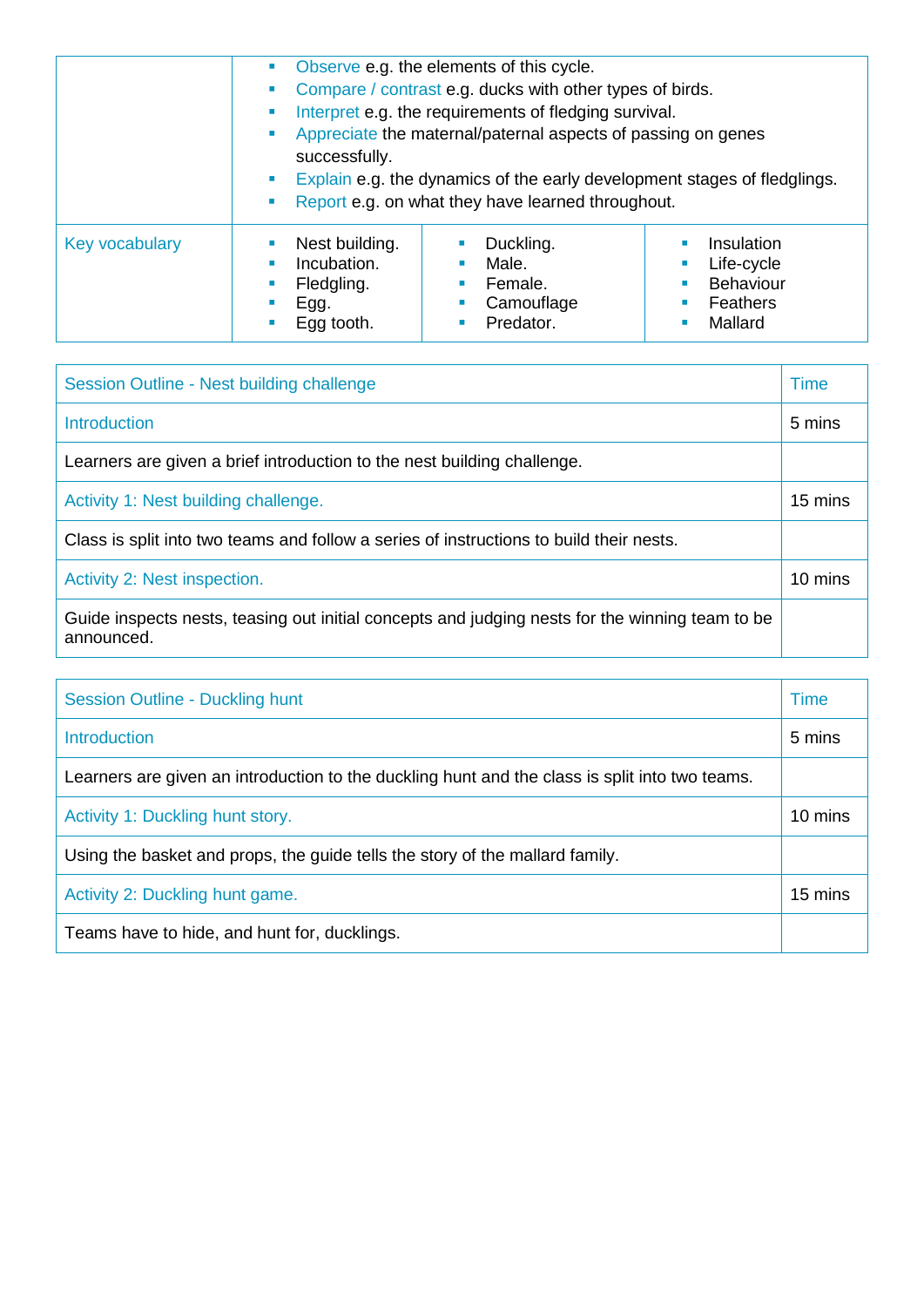| | | | |
|---|---|---|---|
| | ▪ Observe e.g. the elements of this cycle.<br>▪ Compare / contrast e.g. ducks with other types of birds.<br>▪ Interpret e.g. the requirements of fledging survival.<br>▪ Appreciate the maternal/paternal aspects of passing on genes successfully.<br>▪ Explain e.g. the dynamics of the early development stages of fledglings.<br>▪ Report e.g. on what they have learned throughout. | | |
| Key vocabulary | ▪ Nest building.<br>▪ Incubation.<br>▪ Fledgling.<br>▪ Egg.<br>▪ Egg tooth. | ▪ Duckling.<br>▪ Male.<br>▪ Female.<br>▪ Camouflage<br>▪ Predator. | ▪ Insulation<br>▪ Life-cycle<br>▪ Behaviour<br>▪ Feathers<br>▪ Mallard |

| Session Outline - Nest building challenge | Time |
|---|---|
| Introduction | 5 mins |
| Learners are given a brief introduction to the nest building challenge. | |
| Activity 1: Nest building challenge. | 15 mins |
| Class is split into two teams and follow a series of instructions to build their nests. | |
| Activity 2: Nest inspection. | 10 mins |
| Guide inspects nests, teasing out initial concepts and judging nests for the winning team to be announced. | |

| Session Outline - Duckling hunt | Time |
|---|---|
| Introduction | 5 mins |
| Learners are given an introduction to the duckling hunt and the class is split into two teams. | |
| Activity 1: Duckling hunt story. | 10 mins |
| Using the basket and props, the guide tells the story of the mallard family. | |
| Activity 2: Duckling hunt game. | 15 mins |
| Teams have to hide, and hunt for, ducklings. | |